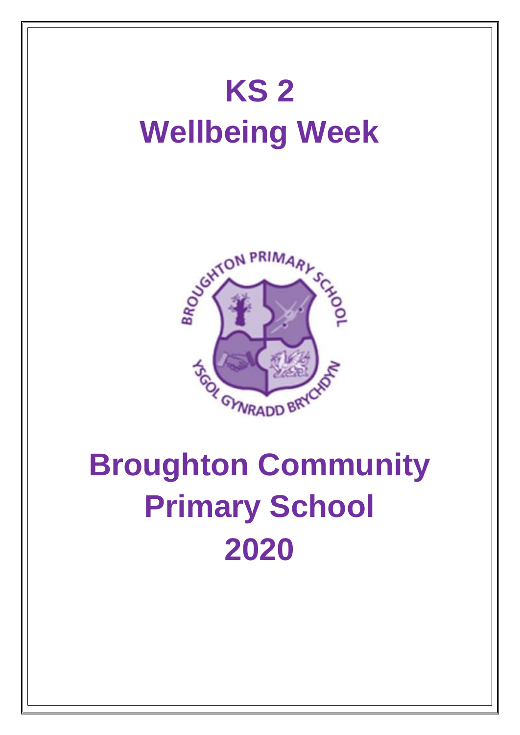# KS 2
# Wellbeing Week

# Broughton Community Primary School 2020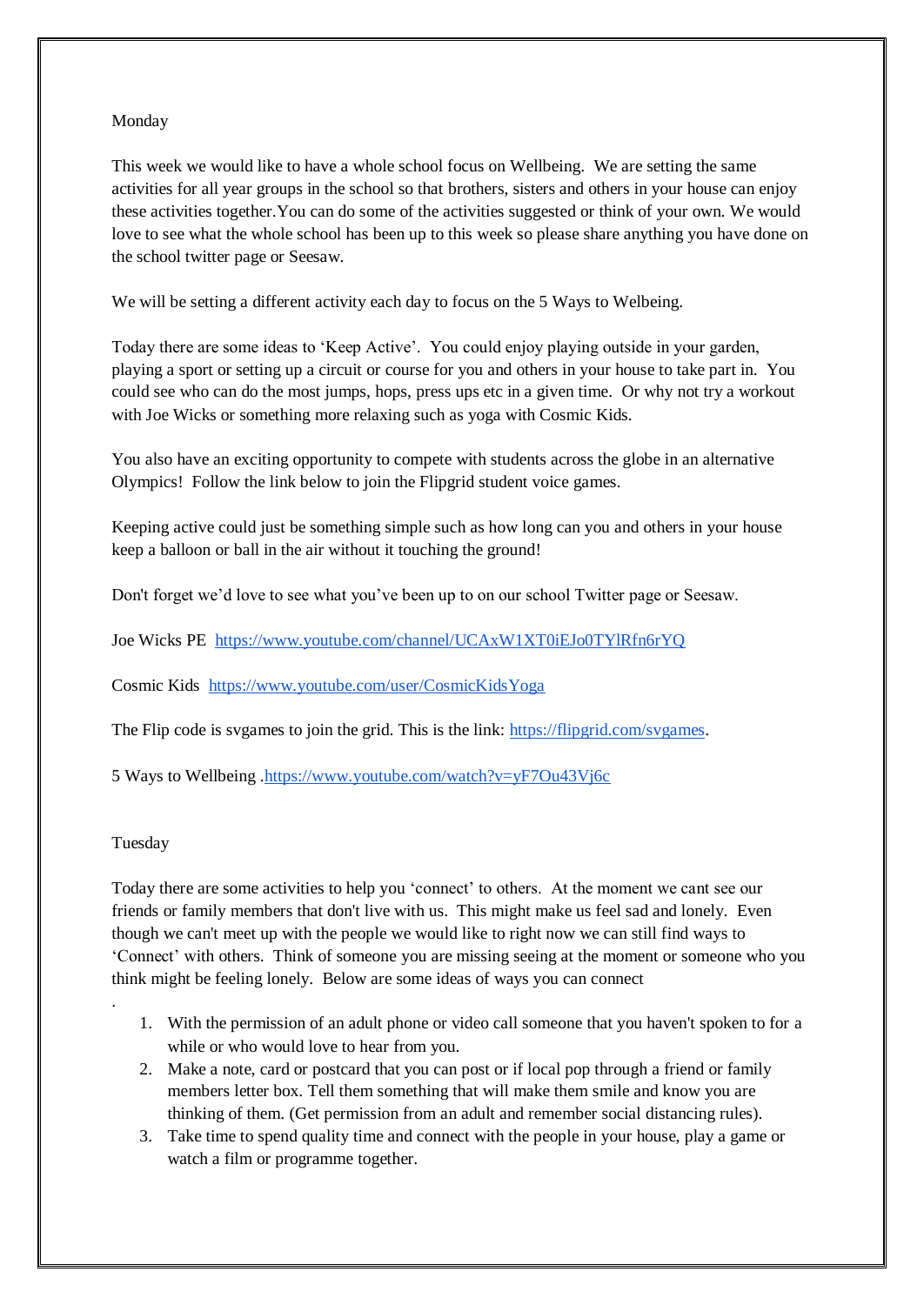Monday

This week we would like to have a whole school focus on Wellbeing. We are setting the same activities for all year groups in the school so that brothers, sisters and others in your house can enjoy these activities together.You can do some of the activities suggested or think of your own. We would love to see what the whole school has been up to this week so please share anything you have done on the school twitter page or Seesaw.

We will be setting a different activity each day to focus on the 5 Ways to Welbeing.

Today there are some ideas to 'Keep Active'. You could enjoy playing outside in your garden, playing a sport or setting up a circuit or course for you and others in your house to take part in. You could see who can do the most jumps, hops, press ups etc in a given time. Or why not try a workout with Joe Wicks or something more relaxing such as yoga with Cosmic Kids.

You also have an exciting opportunity to compete with students across the globe in an alternative Olympics! Follow the link below to join the Flipgrid student voice games.

Keeping active could just be something simple such as how long can you and others in your house keep a balloon or ball in the air without it touching the ground!

Don't forget we'd love to see what you've been up to on our school Twitter page or Seesaw.

Joe Wicks PE https://www.youtube.com/channel/UCAxW1XT0iEJo0TYlRfn6rYQ

Cosmic Kids https://www.youtube.com/user/CosmicKidsYoga

The Flip code is svgames to join the grid. This is the link: https://flipgrid.com/svgames.

5 Ways to Wellbeing .https://www.youtube.com/watch?v=yF7Ou43Vj6c

Tuesday

Today there are some activities to help you 'connect' to others. At the moment we cant see our friends or family members that don't live with us. This might make us feel sad and lonely. Even though we can't meet up with the people we would like to right now we can still find ways to 'Connect' with others. Think of someone you are missing seeing at the moment or someone who you think might be feeling lonely. Below are some ideas of ways you can connect

.

1. With the permission of an adult phone or video call someone that you haven't spoken to for a while or who would love to hear from you.
2. Make a note, card or postcard that you can post or if local pop through a friend or family members letter box. Tell them something that will make them smile and know you are thinking of them. (Get permission from an adult and remember social distancing rules).
3. Take time to spend quality time and connect with the people in your house, play a game or watch a film or programme together.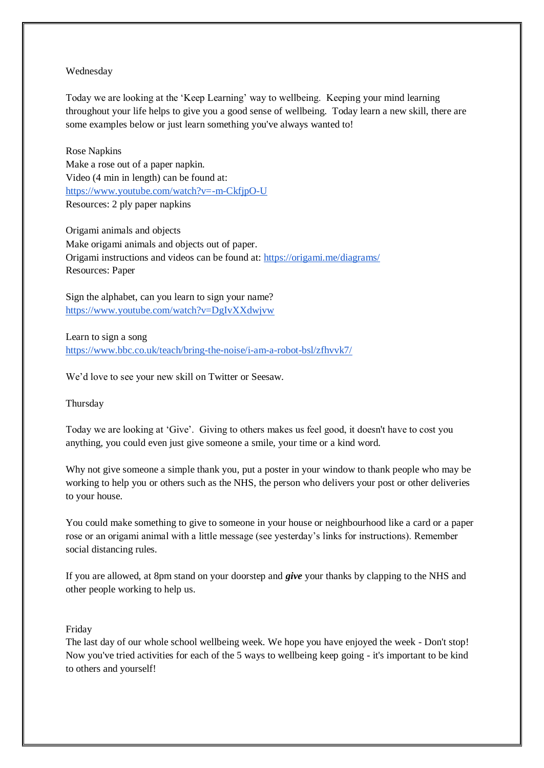Wednesday

Today we are looking at the 'Keep Learning' way to wellbeing. Keeping your mind learning throughout your life helps to give you a good sense of wellbeing. Today learn a new skill, there are some examples below or just learn something you've always wanted to!

Rose Napkins  
Make a rose out of a paper napkin.  
Video (4 min in length) can be found at:  
https://www.youtube.com/watch?v=-m-CkfjpO-U  
Resources: 2 ply paper napkins

Origami animals and objects  
Make origami animals and objects out of paper.  
Origami instructions and videos can be found at: https://origami.me/diagrams/  
Resources: Paper

Sign the alphabet, can you learn to sign your name?  
https://www.youtube.com/watch?v=DgIvXXdwjvw

Learn to sign a song  
https://www.bbc.co.uk/teach/bring-the-noise/i-am-a-robot-bsl/zfhvvk7/

We'd love to see your new skill on Twitter or Seesaw.

Thursday

Today we are looking at 'Give'. Giving to others makes us feel good, it doesn't have to cost you anything, you could even just give someone a smile, your time or a kind word.

Why not give someone a simple thank you, put a poster in your window to thank people who may be working to help you or others such as the NHS, the person who delivers your post or other deliveries to your house.

You could make something to give to someone in your house or neighbourhood like a card or a paper rose or an origami animal with a little message (see yesterday's links for instructions). Remember social distancing rules.

If you are allowed, at 8pm stand on your doorstep and ***give*** your thanks by clapping to the NHS and other people working to help us.

Friday  
The last day of our whole school wellbeing week. We hope you have enjoyed the week - Don't stop! Now you've tried activities for each of the 5 ways to wellbeing keep going - it's important to be kind to others and yourself!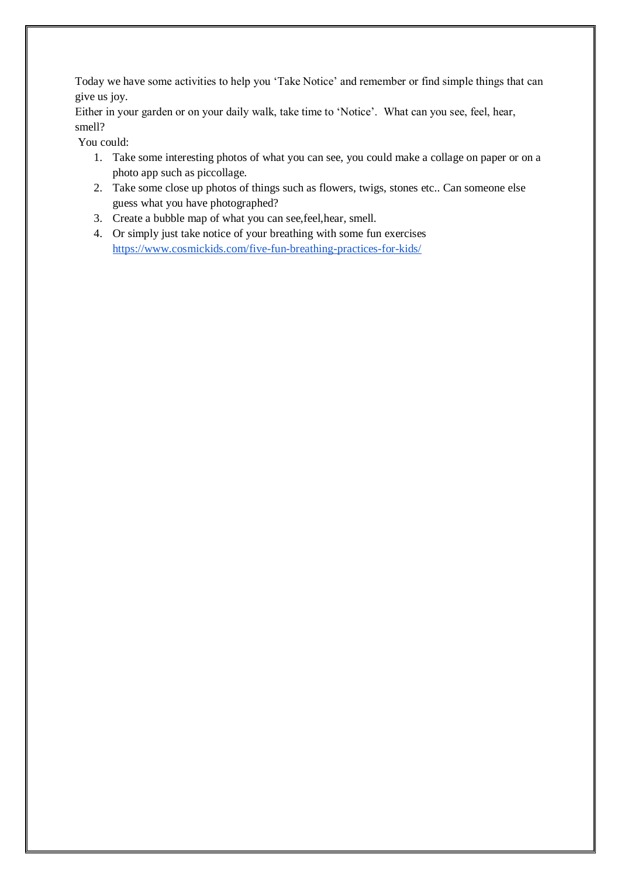Today we have some activities to help you 'Take Notice' and remember or find simple things that can give us joy.

Either in your garden or on your daily walk, take time to 'Notice'. What can you see, feel, hear, smell?

You could:

1. Take some interesting photos of what you can see, you could make a collage on paper or on a photo app such as piccollage.
2. Take some close up photos of things such as flowers, twigs, stones etc.. Can someone else guess what you have photographed?
3. Create a bubble map of what you can see,feel,hear, smell.
4. Or simply just take notice of your breathing with some fun exercises https://www.cosmickids.com/five-fun-breathing-practices-for-kids/